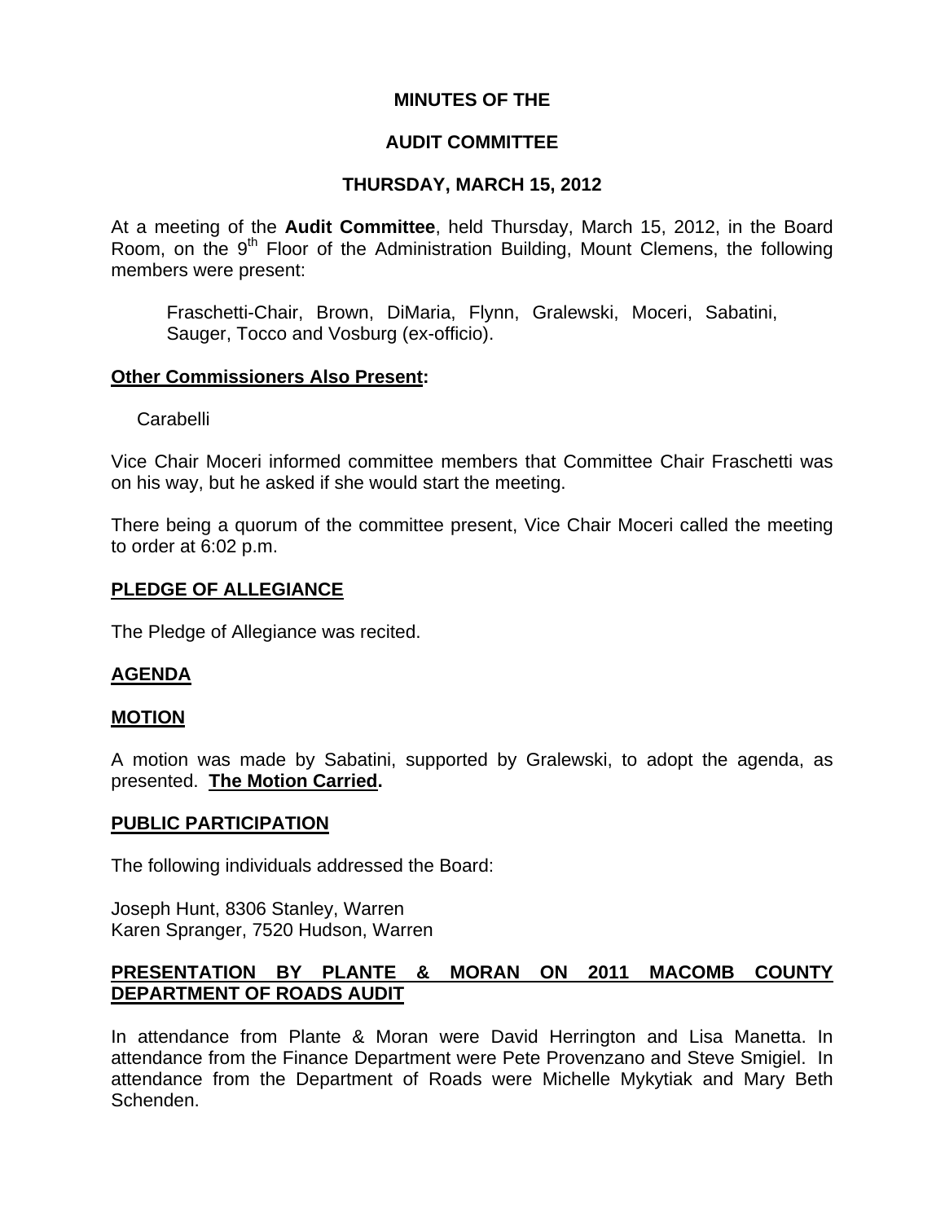# MINUTES OF THE

# AUDIT COMMITTEE

# THURSDAY, MARCH 15, 2012

At a meeting of the **Audit Committee**, held Thursday, March 15, 2012, in the Board Room, on the 9th Floor of the Administration Building, Mount Clemens, the following members were present:

Fraschetti-Chair, Brown, DiMaria, Flynn, Gralewski, Moceri, Sabatini, Sauger, Tocco and Vosburg (ex-officio).

**Other Commissioners Also Present:**

Carabelli

Vice Chair Moceri informed committee members that Committee Chair Fraschetti was on his way, but he asked if she would start the meeting.

There being a quorum of the committee present, Vice Chair Moceri called the meeting to order at 6:02 p.m.

**PLEDGE OF ALLEGIANCE**

The Pledge of Allegiance was recited.

**AGENDA**

**MOTION**

A motion was made by Sabatini, supported by Gralewski, to adopt the agenda, as presented. **The Motion Carried.**

**PUBLIC PARTICIPATION**

The following individuals addressed the Board:

Joseph Hunt, 8306 Stanley, Warren
Karen Spranger, 7520 Hudson, Warren

**PRESENTATION BY PLANTE & MORAN ON 2011 MACOMB COUNTY DEPARTMENT OF ROADS AUDIT**

In attendance from Plante & Moran were David Herrington and Lisa Manetta. In attendance from the Finance Department were Pete Provenzano and Steve Smigiel. In attendance from the Department of Roads were Michelle Mykytiak and Mary Beth Schenden.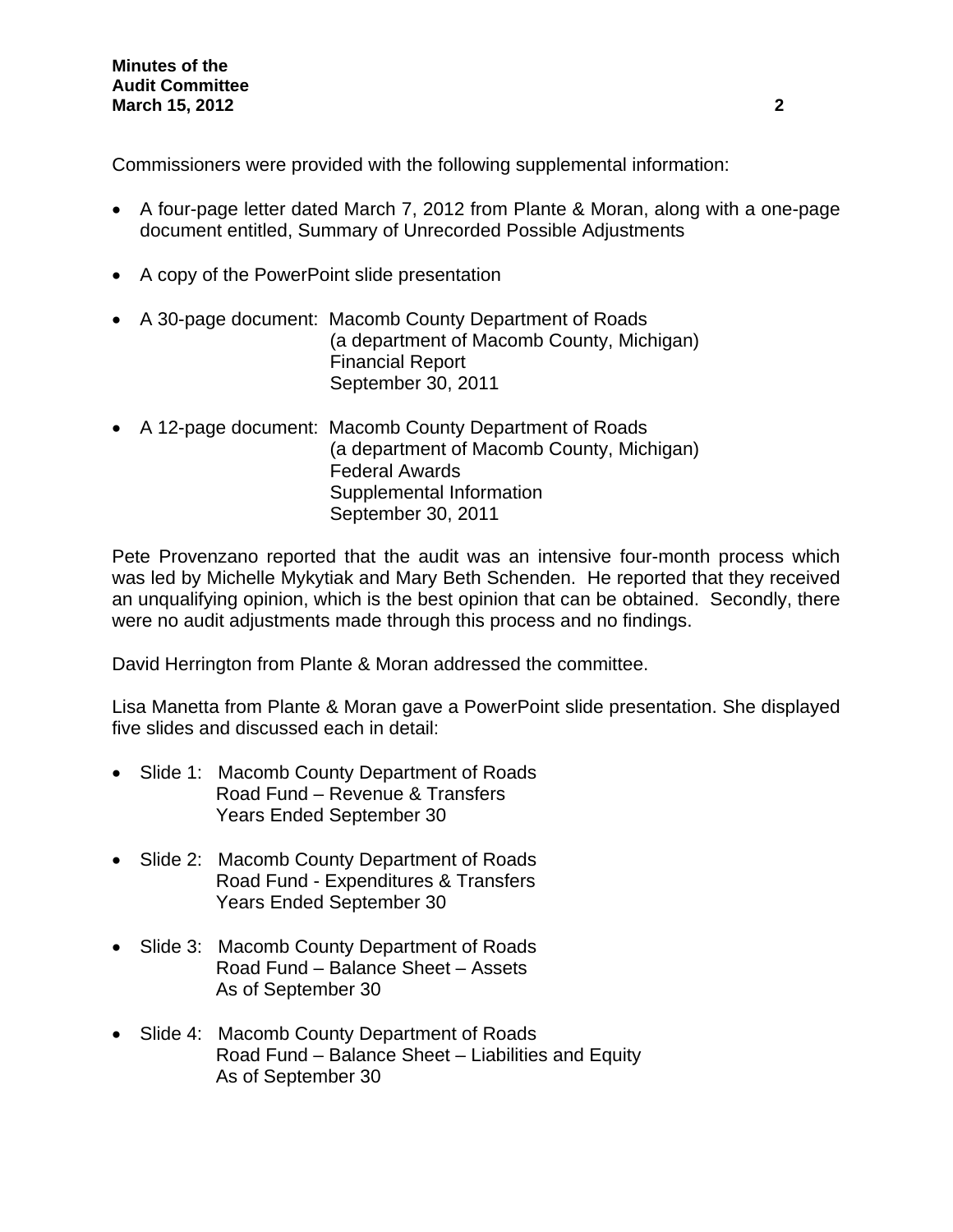Commissioners were provided with the following supplemental information:

- A four-page letter dated March 7, 2012 from Plante & Moran, along with a one-page document entitled, Summary of Unrecorded Possible Adjustments
- A copy of the PowerPoint slide presentation
- A 30-page document: Macomb County Department of Roads
  (a department of Macomb County, Michigan)
  Financial Report
  September 30, 2011
- A 12-page document: Macomb County Department of Roads
  (a department of Macomb County, Michigan)
  Federal Awards
  Supplemental Information
  September 30, 2011

Pete Provenzano reported that the audit was an intensive four-month process which was led by Michelle Mykytiak and Mary Beth Schenden. He reported that they received an unqualifying opinion, which is the best opinion that can be obtained. Secondly, there were no audit adjustments made through this process and no findings.

David Herrington from Plante & Moran addressed the committee.

Lisa Manetta from Plante & Moran gave a PowerPoint slide presentation. She displayed five slides and discussed each in detail:

- Slide 1: Macomb County Department of Roads
  Road Fund – Revenue & Transfers
  Years Ended September 30
- Slide 2: Macomb County Department of Roads
  Road Fund - Expenditures & Transfers
  Years Ended September 30
- Slide 3: Macomb County Department of Roads
  Road Fund – Balance Sheet – Assets
  As of September 30
- Slide 4: Macomb County Department of Roads
  Road Fund – Balance Sheet – Liabilities and Equity
  As of September 30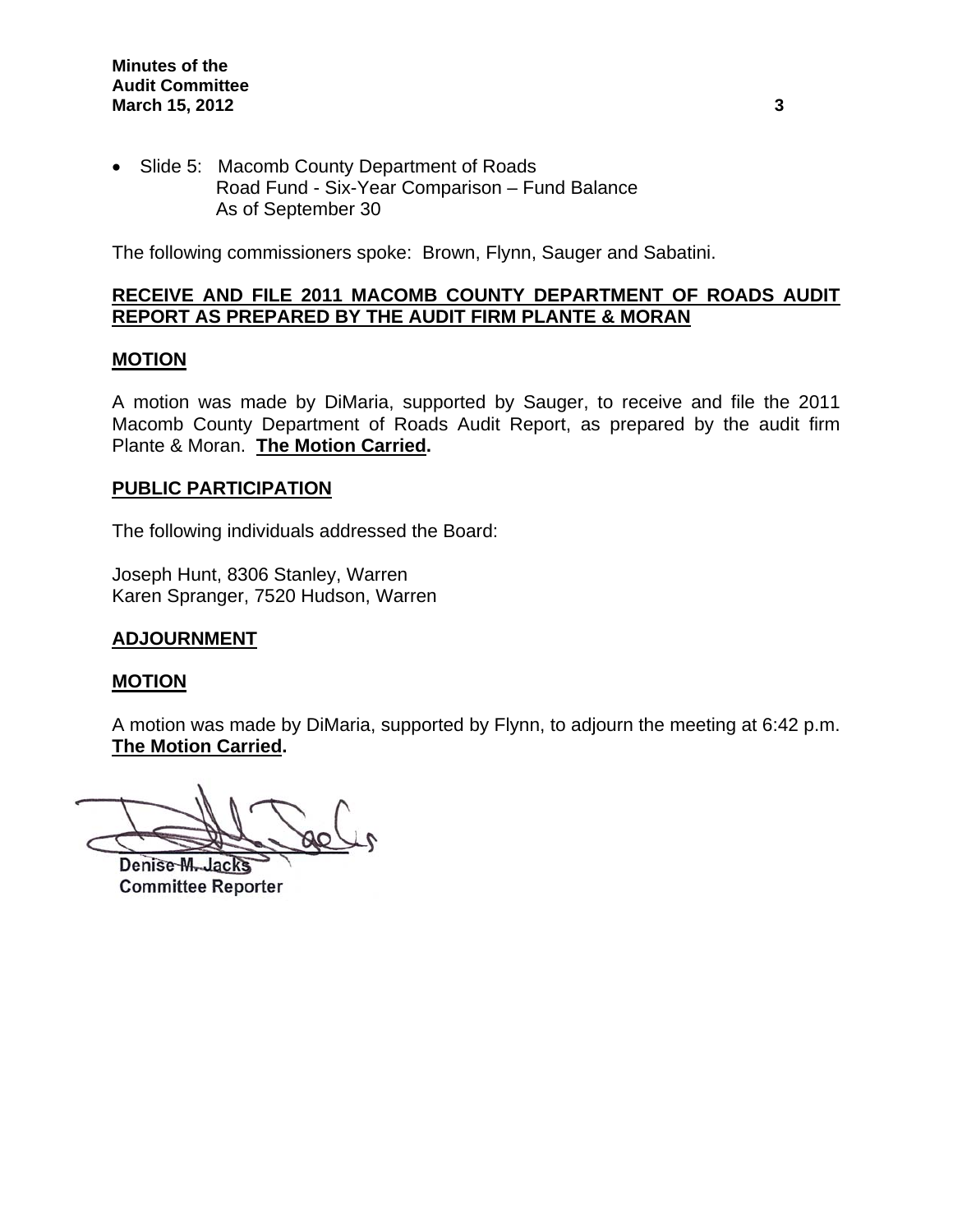- Slide 5: Macomb County Department of Roads
  Road Fund - Six-Year Comparison – Fund Balance
  As of September 30

The following commissioners spoke: Brown, Flynn, Sauger and Sabatini.

**RECEIVE AND FILE 2011 MACOMB COUNTY DEPARTMENT OF ROADS AUDIT REPORT AS PREPARED BY THE AUDIT FIRM PLANTE & MORAN**

**MOTION**

A motion was made by DiMaria, supported by Sauger, to receive and file the 2011 Macomb County Department of Roads Audit Report, as prepared by the audit firm Plante & Moran. **The Motion Carried.**

**PUBLIC PARTICIPATION**

The following individuals addressed the Board:

Joseph Hunt, 8306 Stanley, Warren
Karen Spranger, 7520 Hudson, Warren

**ADJOURNMENT**

**MOTION**

A motion was made by DiMaria, supported by Flynn, to adjourn the meeting at 6:42 p.m. **The Motion Carried.**

Denise M. Jacks
Committee Reporter